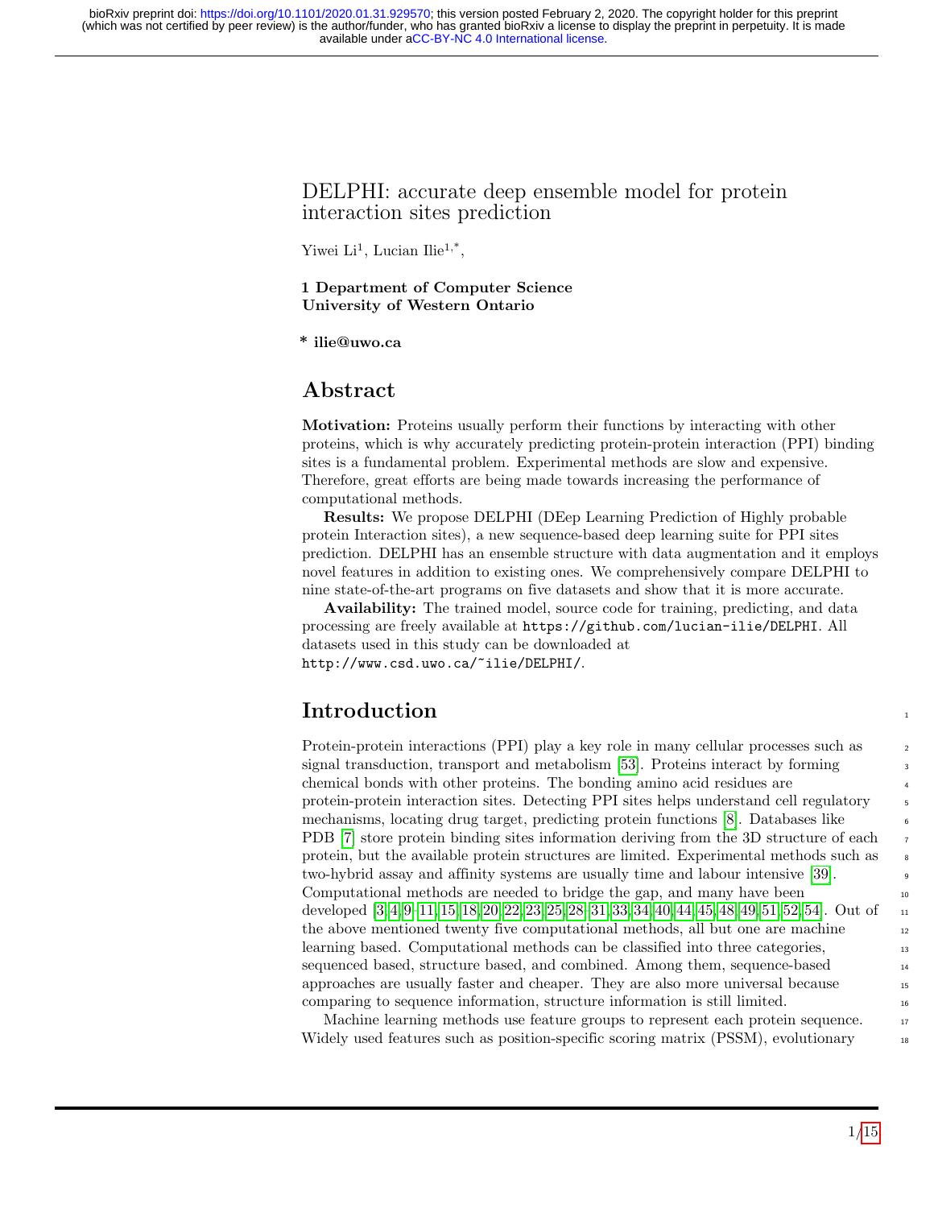# DELPHI: accurate deep ensemble model for protein interaction sites prediction

Yiwei Li[1], Lucian Ilie[1,*],

**1 Department of Computer Science**
**University of Western Ontario**

**\* ilie@uwo.ca**

## Abstract

**Motivation:** Proteins usually perform their functions by interacting with other proteins, which is why accurately predicting protein-protein interaction (PPI) binding sites is a fundamental problem. Experimental methods are slow and expensive. Therefore, great efforts are being made towards increasing the performance of computational methods.

**Results:** We propose DELPHI (DEep Learning Prediction of Highly probable protein Interaction sites), a new sequence-based deep learning suite for PPI sites prediction. DELPHI has an ensemble structure with data augmentation and it employs novel features in addition to existing ones. We comprehensively compare DELPHI to nine state-of-the-art programs on five datasets and show that it is more accurate.

**Availability:** The trained model, source code for training, predicting, and data processing are freely available at `https://github.com/lucian-ilie/DELPHI`. All datasets used in this study can be downloaded at `http://www.csd.uwo.ca/~ilie/DELPHI/`.

## Introduction

Protein-protein interactions (PPI) play a key role in many cellular processes such as signal transduction, transport and metabolism [53]. Proteins interact by forming chemical bonds with other proteins. The bonding amino acid residues are protein-protein interaction sites. Detecting PPI sites helps understand cell regulatory mechanisms, locating drug target, predicting protein functions [8]. Databases like PDB [7] store protein binding sites information deriving from the 3D structure of each protein, but the available protein structures are limited. Experimental methods such as two-hybrid assay and affinity systems are usually time and labour intensive [39]. Computational methods are needed to bridge the gap, and many have been developed [3, 4, 9–11, 15, 18, 20, 22, 23, 25, 28, 31, 33, 34, 40, 44, 45, 48, 49, 51, 52, 54]. Out of the above mentioned twenty five computational methods, all but one are machine learning based. Computational methods can be classified into three categories, sequenced based, structure based, and combined. Among them, sequence-based approaches are usually faster and cheaper. They are also more universal because comparing to sequence information, structure information is still limited.

Machine learning methods use feature groups to represent each protein sequence. Widely used features such as position-specific scoring matrix (PSSM), evolutionary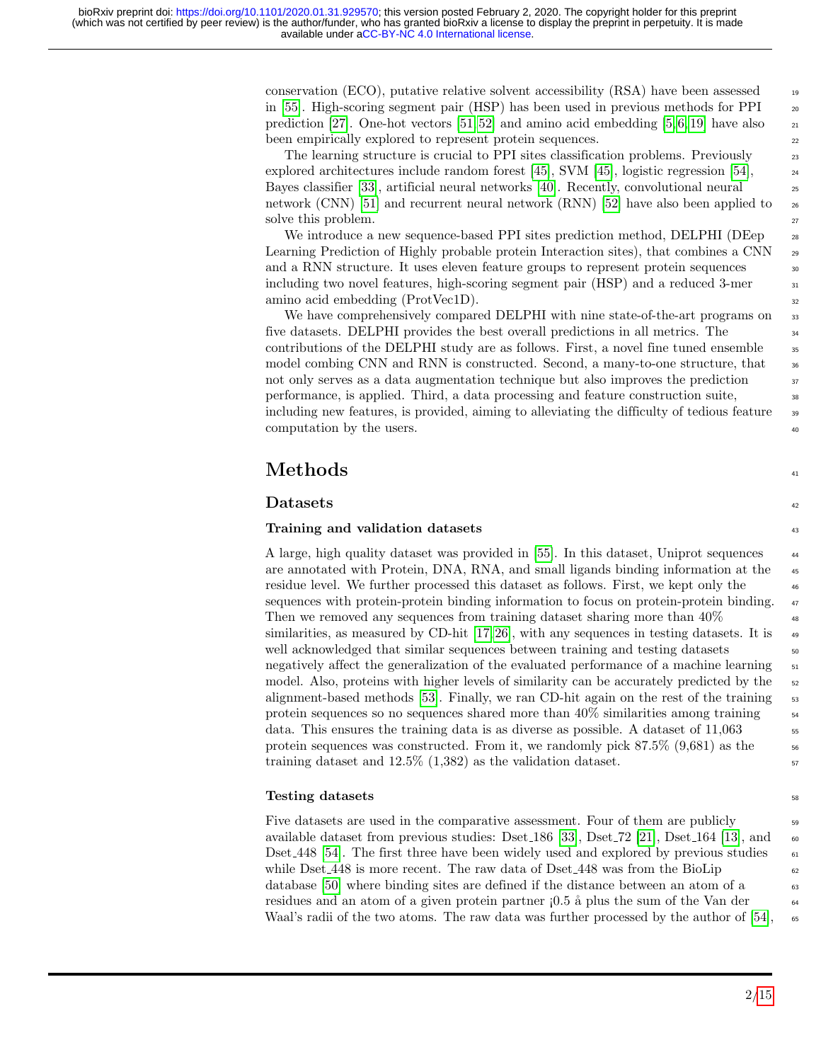conservation (ECO), putative relative solvent accessibility (RSA) have been assessed in [55]. High-scoring segment pair (HSP) has been used in previous methods for PPI prediction [27]. One-hot vectors [51,52] and amino acid embedding [5,6,19] have also been empirically explored to represent protein sequences.

The learning structure is crucial to PPI sites classification problems. Previously explored architectures include random forest [45], SVM [45], logistic regression [54], Bayes classifier [33], artificial neural networks [40]. Recently, convolutional neural network (CNN) [51] and recurrent neural network (RNN) [52] have also been applied to solve this problem.

We introduce a new sequence-based PPI sites prediction method, DELPHI (DEep Learning Prediction of Highly probable protein Interaction sites), that combines a CNN and a RNN structure. It uses eleven feature groups to represent protein sequences including two novel features, high-scoring segment pair (HSP) and a reduced 3-mer amino acid embedding (ProtVec1D).

We have comprehensively compared DELPHI with nine state-of-the-art programs on five datasets. DELPHI provides the best overall predictions in all metrics. The contributions of the DELPHI study are as follows. First, a novel fine tuned ensemble model combing CNN and RNN is constructed. Second, a many-to-one structure, that not only serves as a data augmentation technique but also improves the prediction performance, is applied. Third, a data processing and feature construction suite, including new features, is provided, aiming to alleviating the difficulty of tedious feature computation by the users.

# Methods

## Datasets

### Training and validation datasets

A large, high quality dataset was provided in [55]. In this dataset, Uniprot sequences are annotated with Protein, DNA, RNA, and small ligands binding information at the residue level. We further processed this dataset as follows. First, we kept only the sequences with protein-protein binding information to focus on protein-protein binding. Then we removed any sequences from training dataset sharing more than 40% similarities, as measured by CD-hit [17,26], with any sequences in testing datasets. It is well acknowledged that similar sequences between training and testing datasets negatively affect the generalization of the evaluated performance of a machine learning model. Also, proteins with higher levels of similarity can be accurately predicted by the alignment-based methods [53]. Finally, we ran CD-hit again on the rest of the training protein sequences so no sequences shared more than 40% similarities among training data. This ensures the training data is as diverse as possible. A dataset of 11,063 protein sequences was constructed. From it, we randomly pick 87.5% (9,681) as the training dataset and 12.5% (1,382) as the validation dataset.

### Testing datasets

Five datasets are used in the comparative assessment. Four of them are publicly available dataset from previous studies: Dset_186 [33], Dset_72 [21], Dset_164 [13], and Dset_448 [54]. The first three have been widely used and explored by previous studies while Dset_448 is more recent. The raw data of Dset_448 was from the BioLip database [50] where binding sites are defined if the distance between an atom of a residues and an atom of a given protein partner ¡0.5 å plus the sum of the Van der Waal's radii of the two atoms. The raw data was further processed by the author of [54],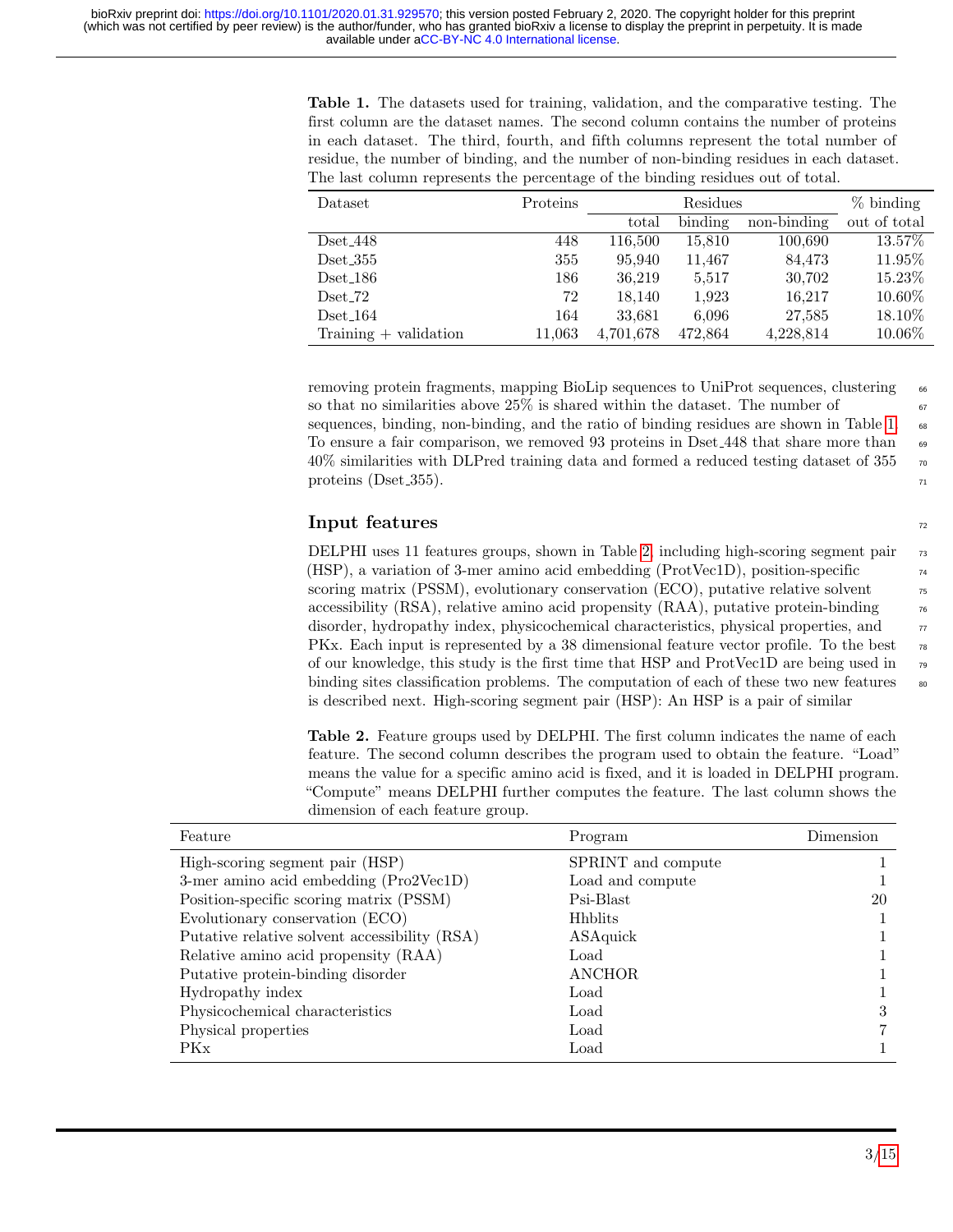**Table 1.** The datasets used for training, validation, and the comparative testing. The first column are the dataset names. The second column contains the number of proteins in each dataset. The third, fourth, and fifth columns represent the total number of residue, the number of binding, and the number of non-binding residues in each dataset. The last column represents the percentage of the binding residues out of total.

| Dataset | Proteins | Residues | | | % binding |
|---|---|---|---|---|---|
| | | total | binding | non-binding | out of total |
| Dset_448 | 448 | 116,500 | 15,810 | 100,690 | 13.57% |
| Dset_355 | 355 | 95,940 | 11,467 | 84,473 | 11.95% |
| Dset_186 | 186 | 36,219 | 5,517 | 30,702 | 15.23% |
| Dset_72 | 72 | 18,140 | 1,923 | 16,217 | 10.60% |
| Dset_164 | 164 | 33,681 | 6,096 | 27,585 | 18.10% |
| Training + validation | 11,063 | 4,701,678 | 472,864 | 4,228,814 | 10.06% |

removing protein fragments, mapping BioLip sequences to UniProt sequences, clustering so that no similarities above 25% is shared within the dataset. The number of sequences, binding, non-binding, and the ratio of binding residues are shown in Table 1. To ensure a fair comparison, we removed 93 proteins in Dset_448 that share more than 40% similarities with DLPred training data and formed a reduced testing dataset of 355 proteins (Dset_355).

## Input features

DELPHI uses 11 features groups, shown in Table 2, including high-scoring segment pair (HSP), a variation of 3-mer amino acid embedding (ProtVec1D), position-specific scoring matrix (PSSM), evolutionary conservation (ECO), putative relative solvent accessibility (RSA), relative amino acid propensity (RAA), putative protein-binding disorder, hydropathy index, physicochemical characteristics, physical properties, and PKx. Each input is represented by a 38 dimensional feature vector profile. To the best of our knowledge, this study is the first time that HSP and ProtVec1D are being used in binding sites classification problems. The computation of each of these two new features is described next. High-scoring segment pair (HSP): An HSP is a pair of similar

**Table 2.** Feature groups used by DELPHI. The first column indicates the name of each feature. The second column describes the program used to obtain the feature. "Load" means the value for a specific amino acid is fixed, and it is loaded in DELPHI program. "Compute" means DELPHI further computes the feature. The last column shows the dimension of each feature group.

| Feature | Program | Dimension |
|---|---|---|
| High-scoring segment pair (HSP) | SPRINT and compute | 1 |
| 3-mer amino acid embedding (Pro2Vec1D) | Load and compute | 1 |
| Position-specific scoring matrix (PSSM) | Psi-Blast | 20 |
| Evolutionary conservation (ECO) | Hhblits | 1 |
| Putative relative solvent accessibility (RSA) | ASAquick | 1 |
| Relative amino acid propensity (RAA) | Load | 1 |
| Putative protein-binding disorder | ANCHOR | 1 |
| Hydropathy index | Load | 1 |
| Physicochemical characteristics | Load | 3 |
| Physical properties | Load | 7 |
| PKx | Load | 1 |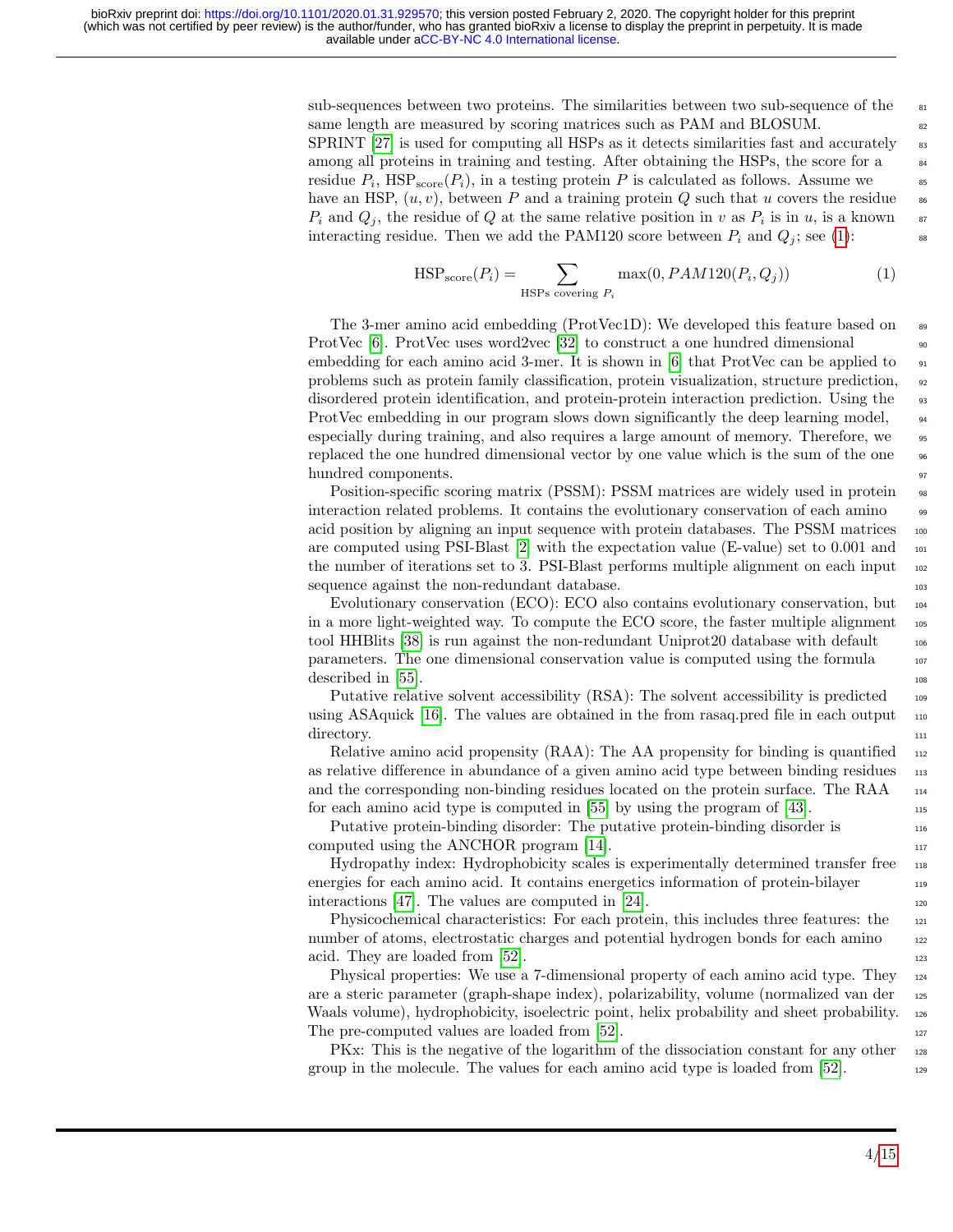sub-sequences between two proteins. The similarities between two sub-sequence of the same length are measured by scoring matrices such as PAM and BLOSUM. SPRINT [27] is used for computing all HSPs as it detects similarities fast and accurately among all proteins in training and testing. After obtaining the HSPs, the score for a residue $P_i$, $\text{HSP}_{\text{score}}(P_i)$, in a testing protein $P$ is calculated as follows. Assume we have an HSP, $(u, v)$, between $P$ and a training protein $Q$ such that $u$ covers the residue $P_i$ and $Q_j$, the residue of $Q$ at the same relative position in $v$ as $P_i$ is in $u$, is a known interacting residue. Then we add the PAM120 score between $P_i$ and $Q_j$; see (1):

$$\text{HSP}_{\text{score}}(P_i) = \sum_{\text{HSPs covering } P_i} \max(0, PAM120(P_i, Q_j)) \tag{1}$$

The 3-mer amino acid embedding (ProtVec1D): We developed this feature based on ProtVec [6]. ProtVec uses word2vec [32] to construct a one hundred dimensional embedding for each amino acid 3-mer. It is shown in [6] that ProtVec can be applied to problems such as protein family classification, protein visualization, structure prediction, disordered protein identification, and protein-protein interaction prediction. Using the ProtVec embedding in our program slows down significantly the deep learning model, especially during training, and also requires a large amount of memory. Therefore, we replaced the one hundred dimensional vector by one value which is the sum of the one hundred components.

Position-specific scoring matrix (PSSM): PSSM matrices are widely used in protein interaction related problems. It contains the evolutionary conservation of each amino acid position by aligning an input sequence with protein databases. The PSSM matrices are computed using PSI-Blast [2] with the expectation value (E-value) set to 0.001 and the number of iterations set to 3. PSI-Blast performs multiple alignment on each input sequence against the non-redundant database.

Evolutionary conservation (ECO): ECO also contains evolutionary conservation, but in a more light-weighted way. To compute the ECO score, the faster multiple alignment tool HHBlits [38] is run against the non-redundant Uniprot20 database with default parameters. The one dimensional conservation value is computed using the formula described in [55].

Putative relative solvent accessibility (RSA): The solvent accessibility is predicted using ASAquick [16]. The values are obtained in the from rasaq.pred file in each output directory.

Relative amino acid propensity (RAA): The AA propensity for binding is quantified as relative difference in abundance of a given amino acid type between binding residues and the corresponding non-binding residues located on the protein surface. The RAA for each amino acid type is computed in [55] by using the program of [43].

Putative protein-binding disorder: The putative protein-binding disorder is computed using the ANCHOR program [14].

Hydropathy index: Hydrophobicity scales is experimentally determined transfer free energies for each amino acid. It contains energetics information of protein-bilayer interactions [47]. The values are computed in [24].

Physicochemical characteristics: For each protein, this includes three features: the number of atoms, electrostatic charges and potential hydrogen bonds for each amino acid. They are loaded from [52].

Physical properties: We use a 7-dimensional property of each amino acid type. They are a steric parameter (graph-shape index), polarizability, volume (normalized van der Waals volume), hydrophobicity, isoelectric point, helix probability and sheet probability. The pre-computed values are loaded from [52].

PKx: This is the negative of the logarithm of the dissociation constant for any other group in the molecule. The values for each amino acid type is loaded from [52].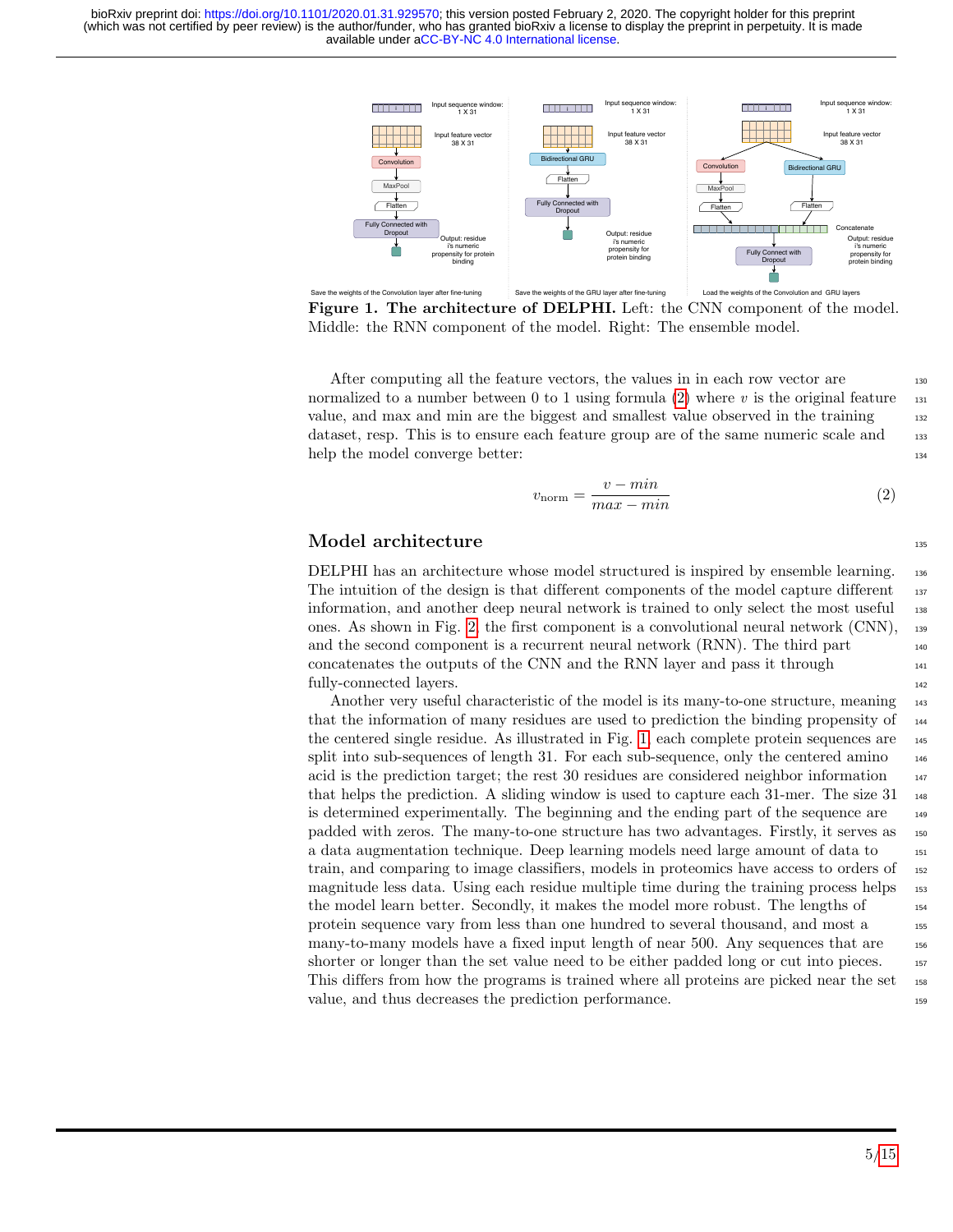**Figure 1. The architecture of DELPHI.** Left: the CNN component of the model. Middle: the RNN component of the model. Right: The ensemble model.

After computing all the feature vectors, the values in in each row vector are normalized to a number between 0 to 1 using formula (2) where $v$ is the original feature value, and max and min are the biggest and smallest value observed in the training dataset, resp. This is to ensure each feature group are of the same numeric scale and help the model converge better:

$$v_{\text{norm}} = \frac{v - min}{max - min} \tag{2}$$

## Model architecture

DELPHI has an architecture whose model structured is inspired by ensemble learning. The intuition of the design is that different components of the model capture different information, and another deep neural network is trained to only select the most useful ones. As shown in Fig. 2, the first component is a convolutional neural network (CNN), and the second component is a recurrent neural network (RNN). The third part concatenates the outputs of the CNN and the RNN layer and pass it through fully-connected layers.

Another very useful characteristic of the model is its many-to-one structure, meaning that the information of many residues are used to prediction the binding propensity of the centered single residue. As illustrated in Fig. 1, each complete protein sequences are split into sub-sequences of length 31. For each sub-sequence, only the centered amino acid is the prediction target; the rest 30 residues are considered neighbor information that helps the prediction. A sliding window is used to capture each 31-mer. The size 31 is determined experimentally. The beginning and the ending part of the sequence are padded with zeros. The many-to-one structure has two advantages. Firstly, it serves as a data augmentation technique. Deep learning models need large amount of data to train, and comparing to image classifiers, models in proteomics have access to orders of magnitude less data. Using each residue multiple time during the training process helps the model learn better. Secondly, it makes the model more robust. The lengths of protein sequence vary from less than one hundred to several thousand, and most a many-to-many models have a fixed input length of near 500. Any sequences that are shorter or longer than the set value need to be either padded long or cut into pieces. This differs from how the programs is trained where all proteins are picked near the set value, and thus decreases the prediction performance.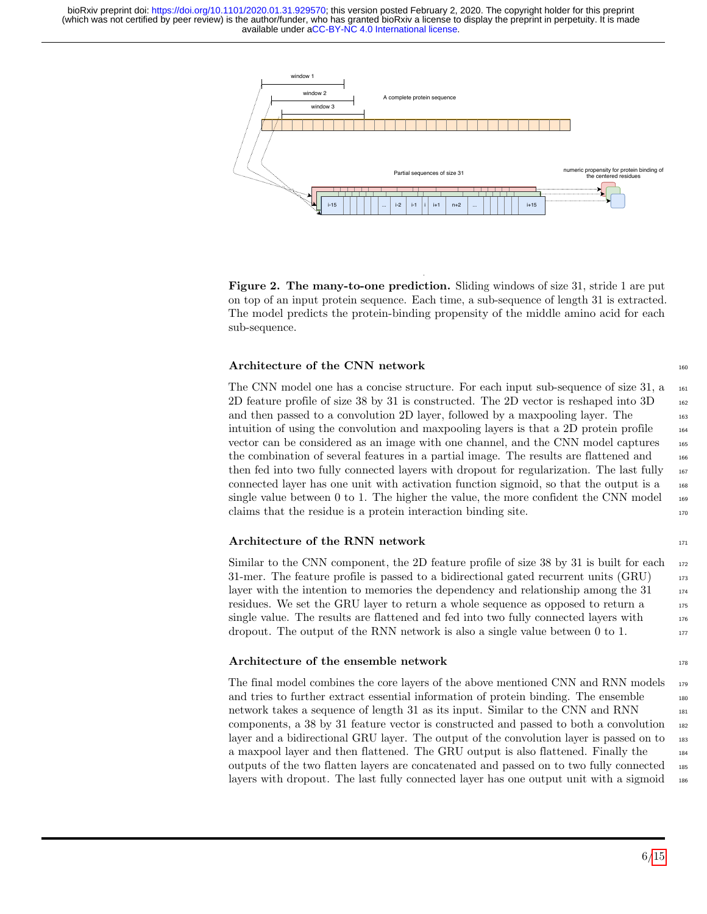**Figure 2. The many-to-one prediction.** Sliding windows of size 31, stride 1 are put on top of an input protein sequence. Each time, a sub-sequence of length 31 is extracted. The model predicts the protein-binding propensity of the middle amino acid for each sub-sequence.

### Architecture of the CNN network

The CNN model one has a concise structure. For each input sub-sequence of size 31, a 2D feature profile of size 38 by 31 is constructed. The 2D vector is reshaped into 3D and then passed to a convolution 2D layer, followed by a maxpooling layer. The intuition of using the convolution and maxpooling layers is that a 2D protein profile vector can be considered as an image with one channel, and the CNN model captures the combination of several features in a partial image. The results are flattened and then fed into two fully connected layers with dropout for regularization. The last fully connected layer has one unit with activation function sigmoid, so that the output is a single value between 0 to 1. The higher the value, the more confident the CNN model claims that the residue is a protein interaction binding site.

### Architecture of the RNN network

Similar to the CNN component, the 2D feature profile of size 38 by 31 is built for each 31-mer. The feature profile is passed to a bidirectional gated recurrent units (GRU) layer with the intention to memories the dependency and relationship among the 31 residues. We set the GRU layer to return a whole sequence as opposed to return a single value. The results are flattened and fed into two fully connected layers with dropout. The output of the RNN network is also a single value between 0 to 1.

### Architecture of the ensemble network

The final model combines the core layers of the above mentioned CNN and RNN models and tries to further extract essential information of protein binding. The ensemble network takes a sequence of length 31 as its input. Similar to the CNN and RNN components, a 38 by 31 feature vector is constructed and passed to both a convolution layer and a bidirectional GRU layer. The output of the convolution layer is passed on to a maxpool layer and then flattened. The GRU output is also flattened. Finally the outputs of the two flatten layers are concatenated and passed on to two fully connected layers with dropout. The last fully connected layer has one output unit with a sigmoid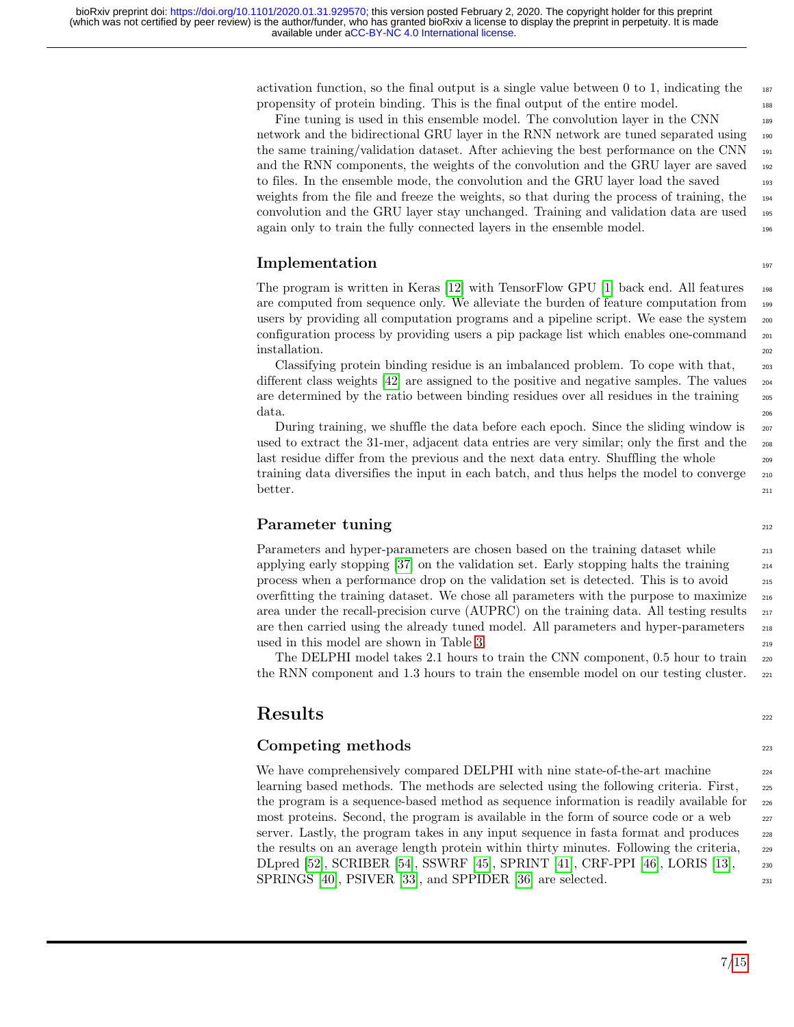activation function, so the final output is a single value between 0 to 1, indicating the propensity of protein binding. This is the final output of the entire model.

Fine tuning is used in this ensemble model. The convolution layer in the CNN network and the bidirectional GRU layer in the RNN network are tuned separated using the same training/validation dataset. After achieving the best performance on the CNN and the RNN components, the weights of the convolution and the GRU layer are saved to files. In the ensemble mode, the convolution and the GRU layer load the saved weights from the file and freeze the weights, so that during the process of training, the convolution and the GRU layer stay unchanged. Training and validation data are used again only to train the fully connected layers in the ensemble model.

### Implementation

The program is written in Keras [12] with TensorFlow GPU [1] back end. All features are computed from sequence only. We alleviate the burden of feature computation from users by providing all computation programs and a pipeline script. We ease the system configuration process by providing users a pip package list which enables one-command installation.

Classifying protein binding residue is an imbalanced problem. To cope with that, different class weights [42] are assigned to the positive and negative samples. The values are determined by the ratio between binding residues over all residues in the training data.

During training, we shuffle the data before each epoch. Since the sliding window is used to extract the 31-mer, adjacent data entries are very similar; only the first and the last residue differ from the previous and the next data entry. Shuffling the whole training data diversifies the input in each batch, and thus helps the model to converge better.

### Parameter tuning

Parameters and hyper-parameters are chosen based on the training dataset while applying early stopping [37] on the validation set. Early stopping halts the training process when a performance drop on the validation set is detected. This is to avoid overfitting the training dataset. We chose all parameters with the purpose to maximize area under the recall-precision curve (AUPRC) on the training data. All testing results are then carried using the already tuned model. All parameters and hyper-parameters used in this model are shown in Table 3.

The DELPHI model takes 2.1 hours to train the CNN component, 0.5 hour to train the RNN component and 1.3 hours to train the ensemble model on our testing cluster.

## Results

### Competing methods

We have comprehensively compared DELPHI with nine state-of-the-art machine learning based methods. The methods are selected using the following criteria. First, the program is a sequence-based method as sequence information is readily available for most proteins. Second, the program is available in the form of source code or a web server. Lastly, the program takes in any input sequence in fasta format and produces the results on an average length protein within thirty minutes. Following the criteria, DLpred [52], SCRIBER [54], SSWRF [45], SPRINT [41], CRF-PPI [46], LORIS [13], SPRINGS [40], PSIVER [33], and SPPIDER [36] are selected.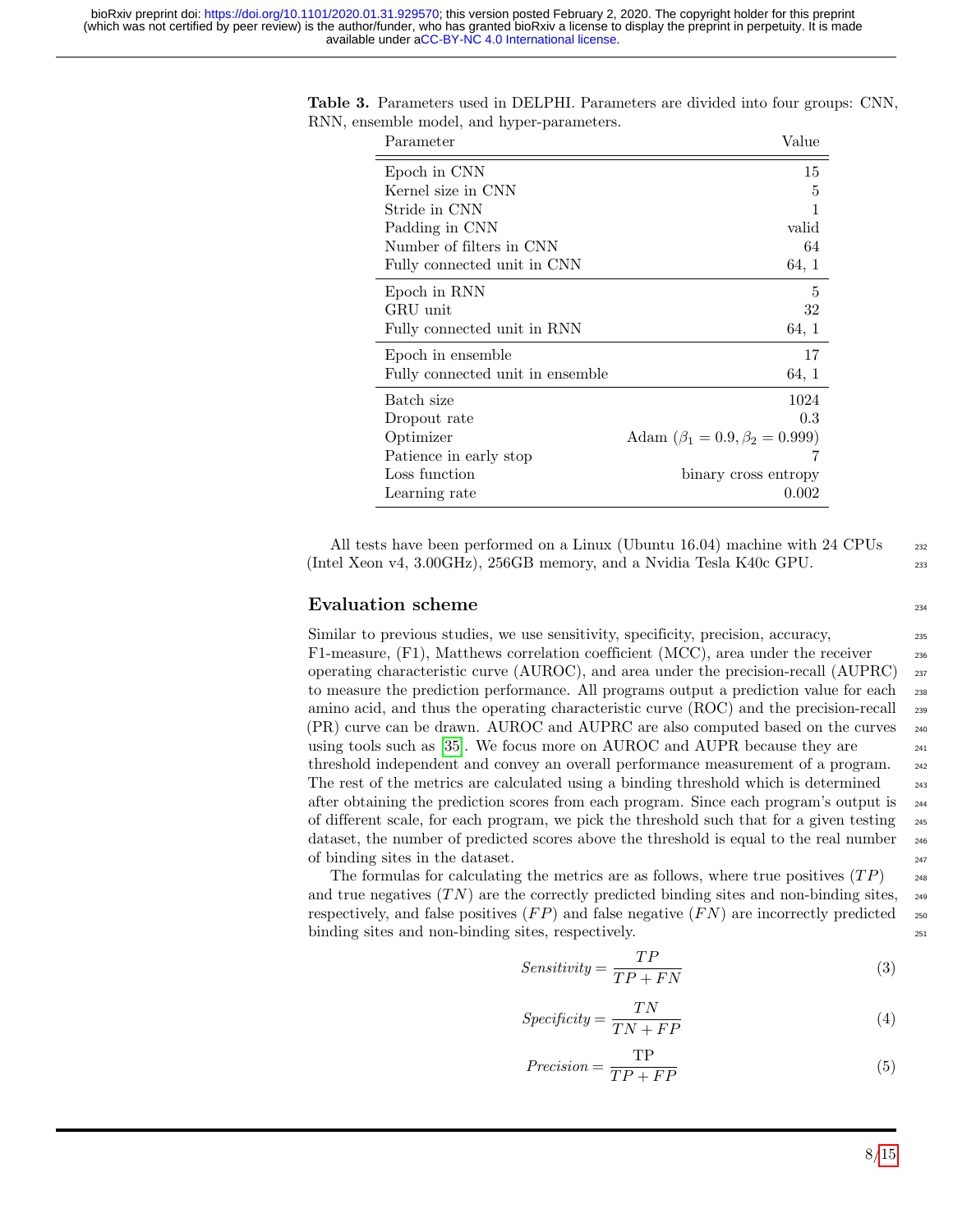**Table 3.** Parameters used in DELPHI. Parameters are divided into four groups: CNN, RNN, ensemble model, and hyper-parameters.

| Parameter | Value |
|---|---|
| Epoch in CNN | 15 |
| Kernel size in CNN | 5 |
| Stride in CNN | 1 |
| Padding in CNN | valid |
| Number of filters in CNN | 64 |
| Fully connected unit in CNN | 64, 1 |
| Epoch in RNN | 5 |
| GRU unit | 32 |
| Fully connected unit in RNN | 64, 1 |
| Epoch in ensemble | 17 |
| Fully connected unit in ensemble | 64, 1 |
| Batch size | 1024 |
| Dropout rate | 0.3 |
| Optimizer | Adam ($\beta_1 = 0.9, \beta_2 = 0.999$) |
| Patience in early stop | 7 |
| Loss function | binary cross entropy |
| Learning rate | 0.002 |

All tests have been performed on a Linux (Ubuntu 16.04) machine with 24 CPUs (Intel Xeon v4, 3.00GHz), 256GB memory, and a Nvidia Tesla K40c GPU.

## Evaluation scheme

Similar to previous studies, we use sensitivity, specificity, precision, accuracy, F1-measure, (F1), Matthews correlation coefficient (MCC), area under the receiver operating characteristic curve (AUROC), and area under the precision-recall (AUPRC) to measure the prediction performance. All programs output a prediction value for each amino acid, and thus the operating characteristic curve (ROC) and the precision-recall (PR) curve can be drawn. AUROC and AUPRC are also computed based on the curves using tools such as [35]. We focus more on AUROC and AUPR because they are threshold independent and convey an overall performance measurement of a program. The rest of the metrics are calculated using a binding threshold which is determined after obtaining the prediction scores from each program. Since each program's output is of different scale, for each program, we pick the threshold such that for a given testing dataset, the number of predicted scores above the threshold is equal to the real number of binding sites in the dataset.

The formulas for calculating the metrics are as follows, where true positives ($TP$) and true negatives ($TN$) are the correctly predicted binding sites and non-binding sites, respectively, and false positives ($FP$) and false negative ($FN$) are incorrectly predicted binding sites and non-binding sites, respectively.

$$Sensitivity = \frac{TP}{TP + FN} \tag{3}$$

$$Specificity = \frac{TN}{TN + FP} \tag{4}$$

$$Precision = \frac{\text{TP}}{TP + FP} \tag{5}$$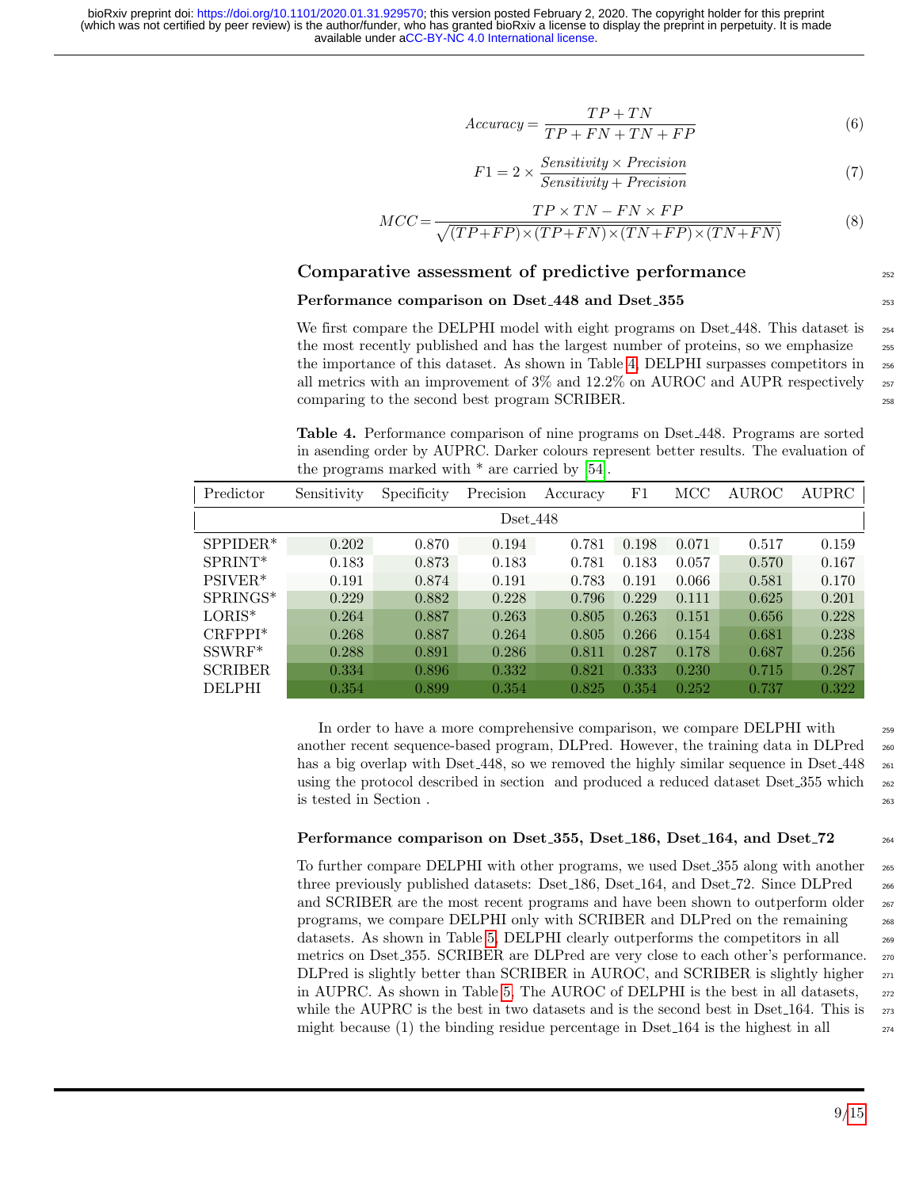$$Accuracy = \frac{TP + TN}{TP + FN + TN + FP} \tag{6}$$

$$F1 = 2 \times \frac{Sensitivity \times Precision}{Sensitivity + Precision} \tag{7}$$

$$MCC = \frac{TP \times TN - FN \times FP}{\sqrt{(TP+FP) \times (TP+FN) \times (TN+FP) \times (TN+FN)}} \tag{8}$$

## Comparative assessment of predictive performance

### Performance comparison on Dset_448 and Dset_355

We first compare the DELPHI model with eight programs on Dset_448. This dataset is the most recently published and has the largest number of proteins, so we emphasize the importance of this dataset. As shown in Table 4, DELPHI surpasses competitors in all metrics with an improvement of 3% and 12.2% on AUROC and AUPR respectively comparing to the second best program SCRIBER.

**Table 4.** Performance comparison of nine programs on Dset_448. Programs are sorted in asending order by AUPRC. Darker colours represent better results. The evaluation of the programs marked with * are carried by [54].

| Predictor | Sensitivity | Specificity | Precision | Accuracy | F1 | MCC | AUROC | AUPRC |
|---|---|---|---|---|---|---|---|---|
| Dset_448 | | | | | | | | |
| SPPIDER* | 0.202 | 0.870 | 0.194 | 0.781 | 0.198 | 0.071 | 0.517 | 0.159 |
| SPRINT* | 0.183 | 0.873 | 0.183 | 0.781 | 0.183 | 0.057 | 0.570 | 0.167 |
| PSIVER* | 0.191 | 0.874 | 0.191 | 0.783 | 0.191 | 0.066 | 0.581 | 0.170 |
| SPRINGS* | 0.229 | 0.882 | 0.228 | 0.796 | 0.229 | 0.111 | 0.625 | 0.201 |
| LORIS* | 0.264 | 0.887 | 0.263 | 0.805 | 0.263 | 0.151 | 0.656 | 0.228 |
| CRFPPI* | 0.268 | 0.887 | 0.264 | 0.805 | 0.266 | 0.154 | 0.681 | 0.238 |
| SSWRF* | 0.288 | 0.891 | 0.286 | 0.811 | 0.287 | 0.178 | 0.687 | 0.256 |
| SCRIBER | 0.334 | 0.896 | 0.332 | 0.821 | 0.333 | 0.230 | 0.715 | 0.287 |
| DELPHI | 0.354 | 0.899 | 0.354 | 0.825 | 0.354 | 0.252 | 0.737 | 0.322 |

In order to have a more comprehensive comparison, we compare DELPHI with another recent sequence-based program, DLPred. However, the training data in DLPred has a big overlap with Dset_448, so we removed the highly similar sequence in Dset_448 using the protocol described in section  and produced a reduced dataset Dset_355 which is tested in Section .

### Performance comparison on Dset_355, Dset_186, Dset_164, and Dset_72

To further compare DELPHI with other programs, we used Dset_355 along with another three previously published datasets: Dset_186, Dset_164, and Dset_72. Since DLPred and SCRIBER are the most recent programs and have been shown to outperform older programs, we compare DELPHI only with SCRIBER and DLPred on the remaining datasets. As shown in Table 5, DELPHI clearly outperforms the competitors in all metrics on Dset_355. SCRIBER are DLPred are very close to each other's performance. DLPred is slightly better than SCRIBER in AUROC, and SCRIBER is slightly higher in AUPRC. As shown in Table 5. The AUROC of DELPHI is the best in all datasets, while the AUPRC is the best in two datasets and is the second best in Dset_164. This is might because (1) the binding residue percentage in Dset_164 is the highest in all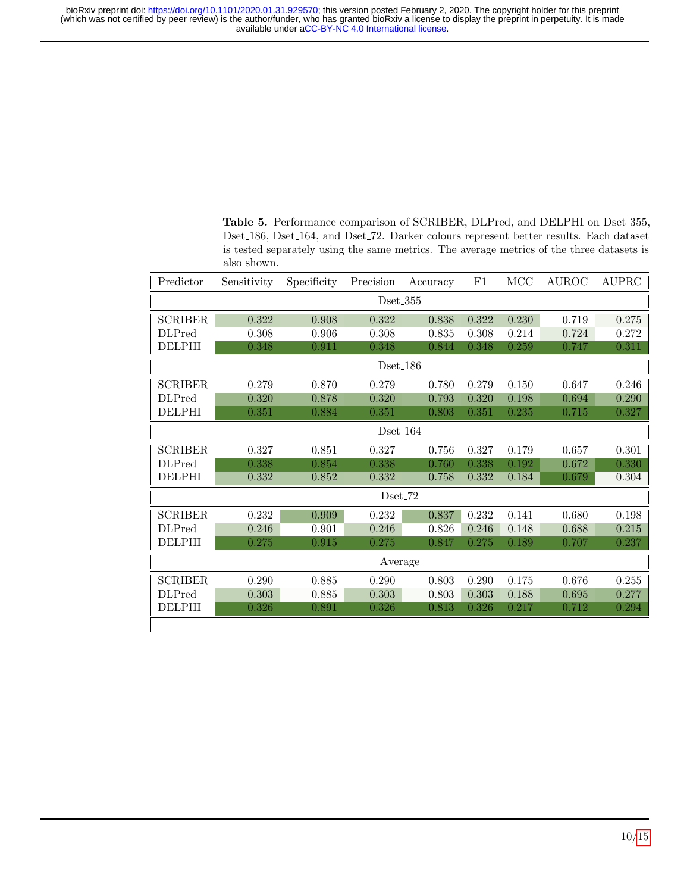**Table 5.** Performance comparison of SCRIBER, DLPred, and DELPHI on Dset_355, Dset_186, Dset_164, and Dset_72. Darker colours represent better results. Each dataset is tested separately using the same metrics. The average metrics of the three datasets is also shown.

| Predictor | Sensitivity | Specificity | Precision | Accuracy | F1 | MCC | AUROC | AUPRC |
|---|---|---|---|---|---|---|---|---|
| **Dset_355** | | | | | | | | |
| SCRIBER | 0.322 | 0.908 | 0.322 | 0.838 | 0.322 | 0.230 | 0.719 | 0.275 |
| DLPred | 0.308 | 0.906 | 0.308 | 0.835 | 0.308 | 0.214 | 0.724 | 0.272 |
| DELPHI | 0.348 | 0.911 | 0.348 | 0.844 | 0.348 | 0.259 | 0.747 | 0.311 |
| **Dset_186** | | | | | | | | |
| SCRIBER | 0.279 | 0.870 | 0.279 | 0.780 | 0.279 | 0.150 | 0.647 | 0.246 |
| DLPred | 0.320 | 0.878 | 0.320 | 0.793 | 0.320 | 0.198 | 0.694 | 0.290 |
| DELPHI | 0.351 | 0.884 | 0.351 | 0.803 | 0.351 | 0.235 | 0.715 | 0.327 |
| **Dset_164** | | | | | | | | |
| SCRIBER | 0.327 | 0.851 | 0.327 | 0.756 | 0.327 | 0.179 | 0.657 | 0.301 |
| DLPred | 0.338 | 0.854 | 0.338 | 0.760 | 0.338 | 0.192 | 0.672 | 0.330 |
| DELPHI | 0.332 | 0.852 | 0.332 | 0.758 | 0.332 | 0.184 | 0.679 | 0.304 |
| **Dset_72** | | | | | | | | |
| SCRIBER | 0.232 | 0.909 | 0.232 | 0.837 | 0.232 | 0.141 | 0.680 | 0.198 |
| DLPred | 0.246 | 0.901 | 0.246 | 0.826 | 0.246 | 0.148 | 0.688 | 0.215 |
| DELPHI | 0.275 | 0.915 | 0.275 | 0.847 | 0.275 | 0.189 | 0.707 | 0.237 |
| **Average** | | | | | | | | |
| SCRIBER | 0.290 | 0.885 | 0.290 | 0.803 | 0.290 | 0.175 | 0.676 | 0.255 |
| DLPred | 0.303 | 0.885 | 0.303 | 0.803 | 0.303 | 0.188 | 0.695 | 0.277 |
| DELPHI | 0.326 | 0.891 | 0.326 | 0.813 | 0.326 | 0.217 | 0.712 | 0.294 |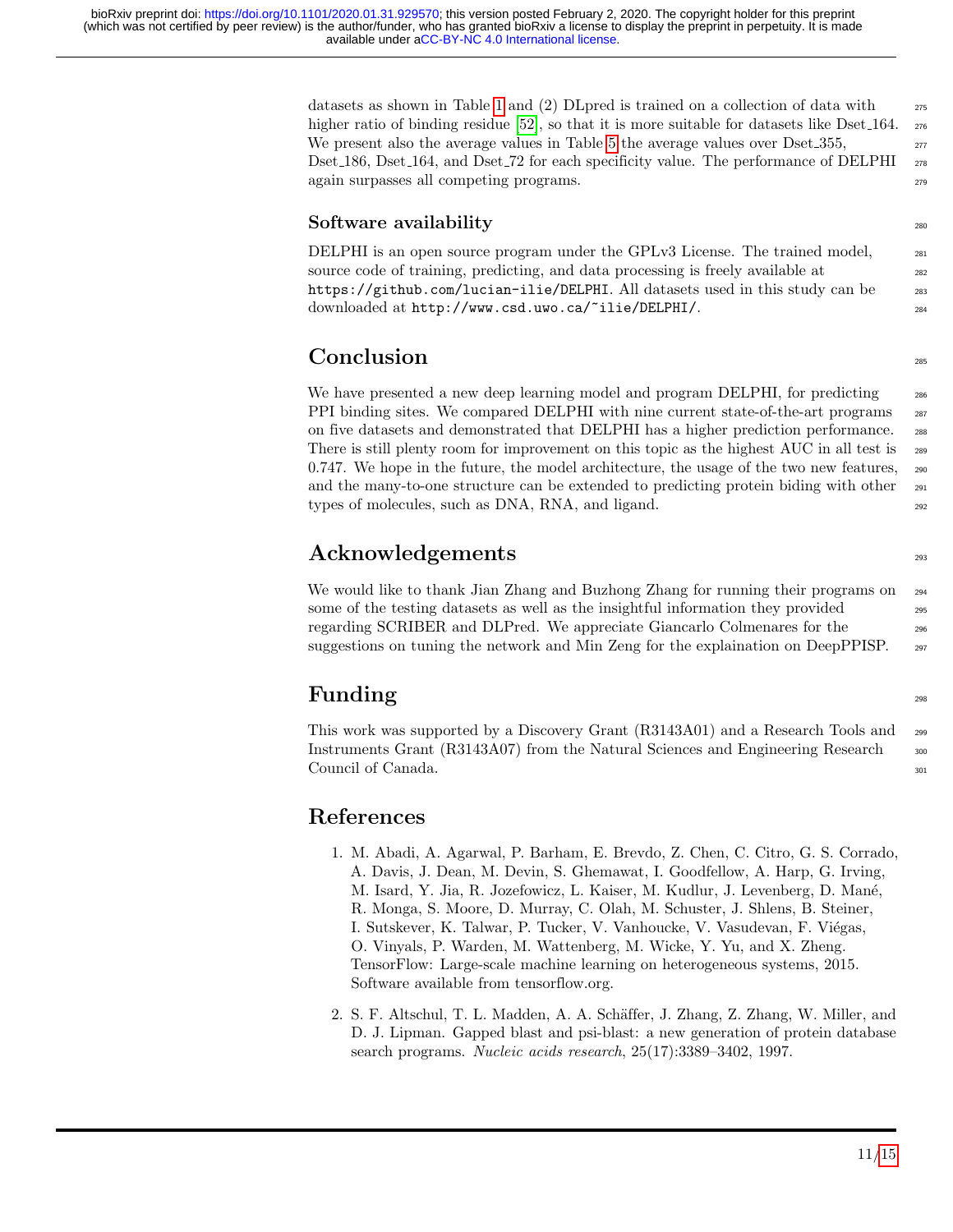datasets as shown in Table 1 and (2) DLpred is trained on a collection of data with higher ratio of binding residue [52], so that it is more suitable for datasets like Dset_164. We present also the average values in Table 5 the average values over Dset_355, Dset_186, Dset_164, and Dset_72 for each specificity value. The performance of DELPHI again surpasses all competing programs.

### Software availability

DELPHI is an open source program under the GPLv3 License. The trained model, source code of training, predicting, and data processing is freely available at `https://github.com/lucian-ilie/DELPHI`. All datasets used in this study can be downloaded at `http://www.csd.uwo.ca/~ilie/DELPHI/`.

## Conclusion

We have presented a new deep learning model and program DELPHI, for predicting PPI binding sites. We compared DELPHI with nine current state-of-the-art programs on five datasets and demonstrated that DELPHI has a higher prediction performance. There is still plenty room for improvement on this topic as the highest AUC in all test is 0.747. We hope in the future, the model architecture, the usage of the two new features, and the many-to-one structure can be extended to predicting protein biding with other types of molecules, such as DNA, RNA, and ligand.

## Acknowledgements

We would like to thank Jian Zhang and Buzhong Zhang for running their programs on some of the testing datasets as well as the insightful information they provided regarding SCRIBER and DLPred. We appreciate Giancarlo Colmenares for the suggestions on tuning the network and Min Zeng for the explaination on DeepPPISP.

## Funding

This work was supported by a Discovery Grant (R3143A01) and a Research Tools and Instruments Grant (R3143A07) from the Natural Sciences and Engineering Research Council of Canada.

## References

1. M. Abadi, A. Agarwal, P. Barham, E. Brevdo, Z. Chen, C. Citro, G. S. Corrado, A. Davis, J. Dean, M. Devin, S. Ghemawat, I. Goodfellow, A. Harp, G. Irving, M. Isard, Y. Jia, R. Jozefowicz, L. Kaiser, M. Kudlur, J. Levenberg, D. Mané, R. Monga, S. Moore, D. Murray, C. Olah, M. Schuster, J. Shlens, B. Steiner, I. Sutskever, K. Talwar, P. Tucker, V. Vanhoucke, V. Vasudevan, F. Viégas, O. Vinyals, P. Warden, M. Wattenberg, M. Wicke, Y. Yu, and X. Zheng. TensorFlow: Large-scale machine learning on heterogeneous systems, 2015. Software available from tensorflow.org.

2. S. F. Altschul, T. L. Madden, A. A. Schäffer, J. Zhang, Z. Zhang, W. Miller, and D. J. Lipman. Gapped blast and psi-blast: a new generation of protein database search programs. *Nucleic acids research*, 25(17):3389–3402, 1997.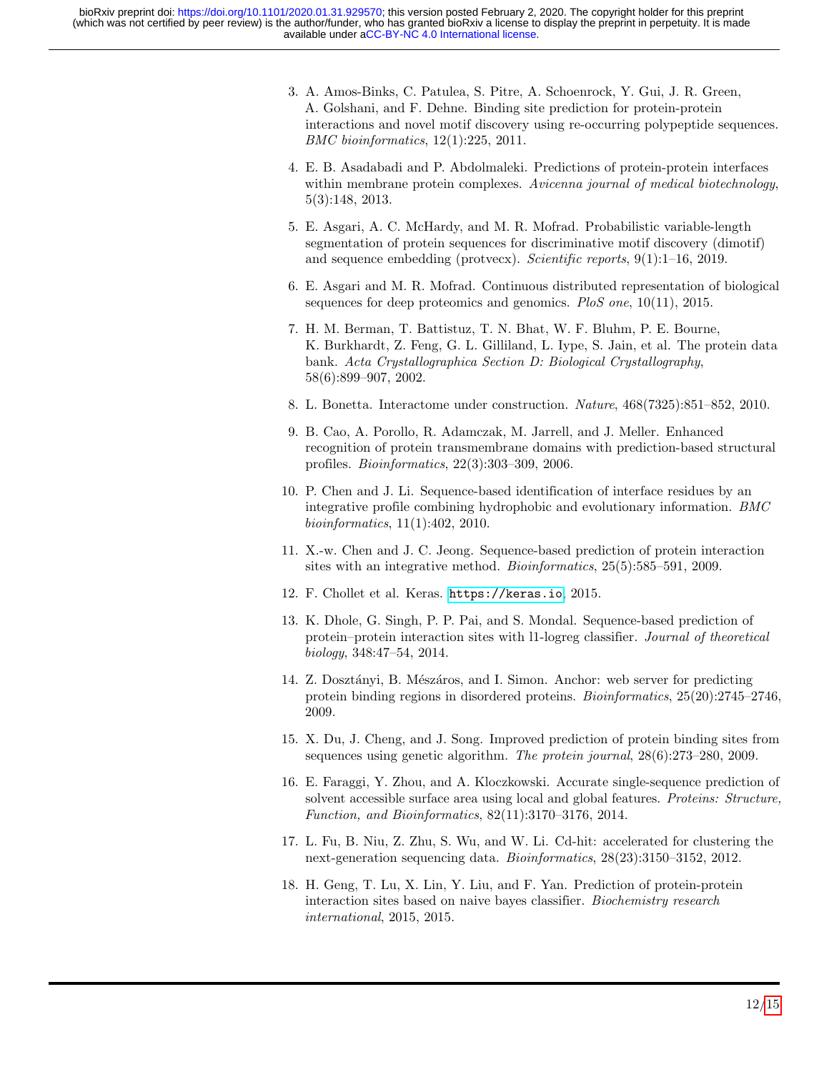3. A. Amos-Binks, C. Patulea, S. Pitre, A. Schoenrock, Y. Gui, J. R. Green, A. Golshani, and F. Dehne. Binding site prediction for protein-protein interactions and novel motif discovery using re-occurring polypeptide sequences. *BMC bioinformatics*, 12(1):225, 2011.

4. E. B. Asadabadi and P. Abdolmaleki. Predictions of protein-protein interfaces within membrane protein complexes. *Avicenna journal of medical biotechnology*, 5(3):148, 2013.

5. E. Asgari, A. C. McHardy, and M. R. Mofrad. Probabilistic variable-length segmentation of protein sequences for discriminative motif discovery (dimotif) and sequence embedding (protvecx). *Scientific reports*, 9(1):1–16, 2019.

6. E. Asgari and M. R. Mofrad. Continuous distributed representation of biological sequences for deep proteomics and genomics. *PloS one*, 10(11), 2015.

7. H. M. Berman, T. Battistuz, T. N. Bhat, W. F. Bluhm, P. E. Bourne, K. Burkhardt, Z. Feng, G. L. Gilliland, L. Iype, S. Jain, et al. The protein data bank. *Acta Crystallographica Section D: Biological Crystallography*, 58(6):899–907, 2002.

8. L. Bonetta. Interactome under construction. *Nature*, 468(7325):851–852, 2010.

9. B. Cao, A. Porollo, R. Adamczak, M. Jarrell, and J. Meller. Enhanced recognition of protein transmembrane domains with prediction-based structural profiles. *Bioinformatics*, 22(3):303–309, 2006.

10. P. Chen and J. Li. Sequence-based identification of interface residues by an integrative profile combining hydrophobic and evolutionary information. *BMC bioinformatics*, 11(1):402, 2010.

11. X.-w. Chen and J. C. Jeong. Sequence-based prediction of protein interaction sites with an integrative method. *Bioinformatics*, 25(5):585–591, 2009.

12. F. Chollet et al. Keras. https://keras.io, 2015.

13. K. Dhole, G. Singh, P. P. Pai, and S. Mondal. Sequence-based prediction of protein–protein interaction sites with l1-logreg classifier. *Journal of theoretical biology*, 348:47–54, 2014.

14. Z. Dosztányi, B. Mészáros, and I. Simon. Anchor: web server for predicting protein binding regions in disordered proteins. *Bioinformatics*, 25(20):2745–2746, 2009.

15. X. Du, J. Cheng, and J. Song. Improved prediction of protein binding sites from sequences using genetic algorithm. *The protein journal*, 28(6):273–280, 2009.

16. E. Faraggi, Y. Zhou, and A. Kloczkowski. Accurate single-sequence prediction of solvent accessible surface area using local and global features. *Proteins: Structure, Function, and Bioinformatics*, 82(11):3170–3176, 2014.

17. L. Fu, B. Niu, Z. Zhu, S. Wu, and W. Li. Cd-hit: accelerated for clustering the next-generation sequencing data. *Bioinformatics*, 28(23):3150–3152, 2012.

18. H. Geng, T. Lu, X. Lin, Y. Liu, and F. Yan. Prediction of protein-protein interaction sites based on naive bayes classifier. *Biochemistry research international*, 2015, 2015.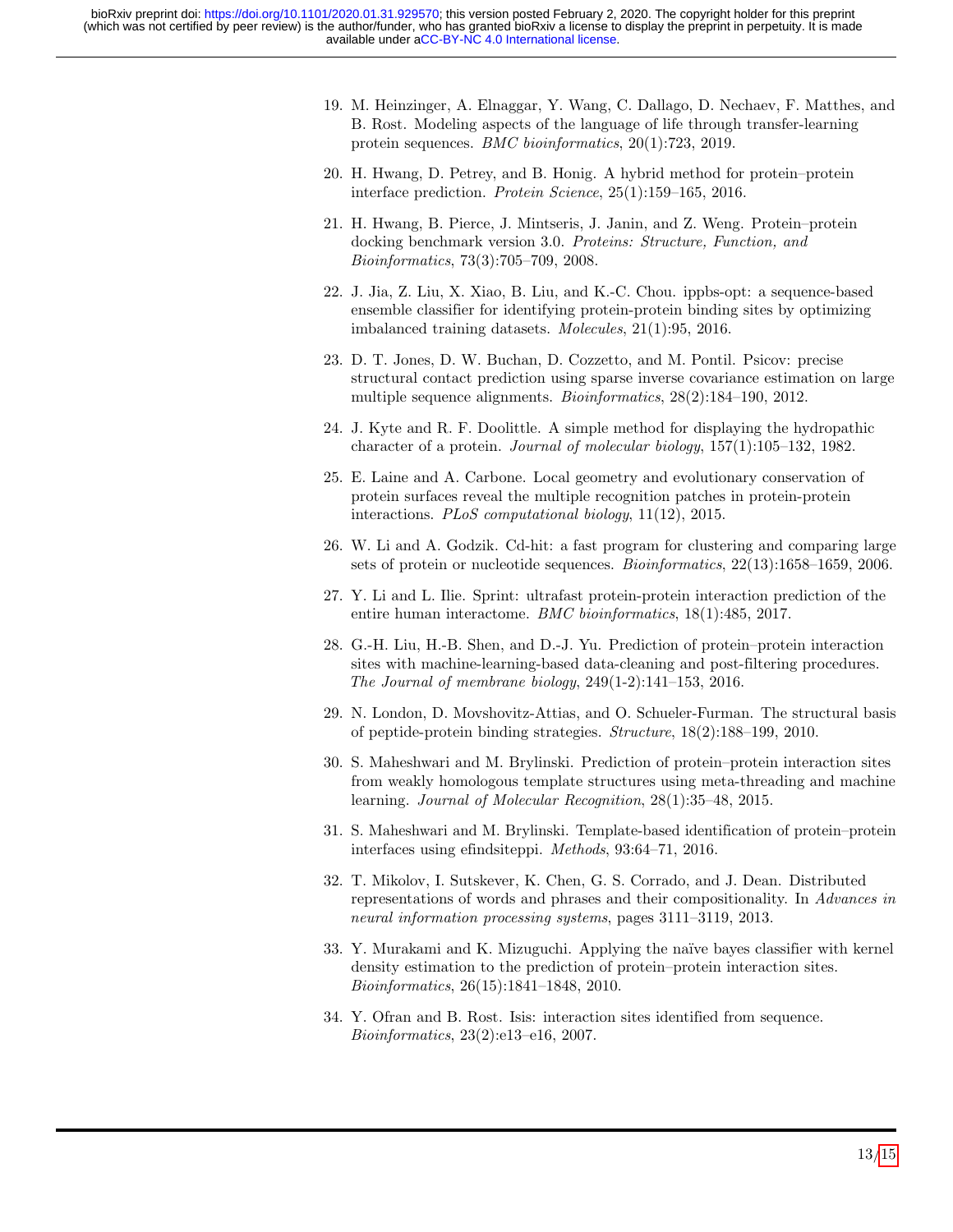19. M. Heinzinger, A. Elnaggar, Y. Wang, C. Dallago, D. Nechaev, F. Matthes, and B. Rost. Modeling aspects of the language of life through transfer-learning protein sequences. *BMC bioinformatics*, 20(1):723, 2019.

20. H. Hwang, D. Petrey, and B. Honig. A hybrid method for protein–protein interface prediction. *Protein Science*, 25(1):159–165, 2016.

21. H. Hwang, B. Pierce, J. Mintseris, J. Janin, and Z. Weng. Protein–protein docking benchmark version 3.0. *Proteins: Structure, Function, and Bioinformatics*, 73(3):705–709, 2008.

22. J. Jia, Z. Liu, X. Xiao, B. Liu, and K.-C. Chou. ippbs-opt: a sequence-based ensemble classifier for identifying protein-protein binding sites by optimizing imbalanced training datasets. *Molecules*, 21(1):95, 2016.

23. D. T. Jones, D. W. Buchan, D. Cozzetto, and M. Pontil. Psicov: precise structural contact prediction using sparse inverse covariance estimation on large multiple sequence alignments. *Bioinformatics*, 28(2):184–190, 2012.

24. J. Kyte and R. F. Doolittle. A simple method for displaying the hydropathic character of a protein. *Journal of molecular biology*, 157(1):105–132, 1982.

25. E. Laine and A. Carbone. Local geometry and evolutionary conservation of protein surfaces reveal the multiple recognition patches in protein-protein interactions. *PLoS computational biology*, 11(12), 2015.

26. W. Li and A. Godzik. Cd-hit: a fast program for clustering and comparing large sets of protein or nucleotide sequences. *Bioinformatics*, 22(13):1658–1659, 2006.

27. Y. Li and L. Ilie. Sprint: ultrafast protein-protein interaction prediction of the entire human interactome. *BMC bioinformatics*, 18(1):485, 2017.

28. G.-H. Liu, H.-B. Shen, and D.-J. Yu. Prediction of protein–protein interaction sites with machine-learning-based data-cleaning and post-filtering procedures. *The Journal of membrane biology*, 249(1-2):141–153, 2016.

29. N. London, D. Movshovitz-Attias, and O. Schueler-Furman. The structural basis of peptide-protein binding strategies. *Structure*, 18(2):188–199, 2010.

30. S. Maheshwari and M. Brylinski. Prediction of protein–protein interaction sites from weakly homologous template structures using meta-threading and machine learning. *Journal of Molecular Recognition*, 28(1):35–48, 2015.

31. S. Maheshwari and M. Brylinski. Template-based identification of protein–protein interfaces using efindsiteppi. *Methods*, 93:64–71, 2016.

32. T. Mikolov, I. Sutskever, K. Chen, G. S. Corrado, and J. Dean. Distributed representations of words and phrases and their compositionality. In *Advances in neural information processing systems*, pages 3111–3119, 2013.

33. Y. Murakami and K. Mizuguchi. Applying the naïve bayes classifier with kernel density estimation to the prediction of protein–protein interaction sites. *Bioinformatics*, 26(15):1841–1848, 2010.

34. Y. Ofran and B. Rost. Isis: interaction sites identified from sequence. *Bioinformatics*, 23(2):e13–e16, 2007.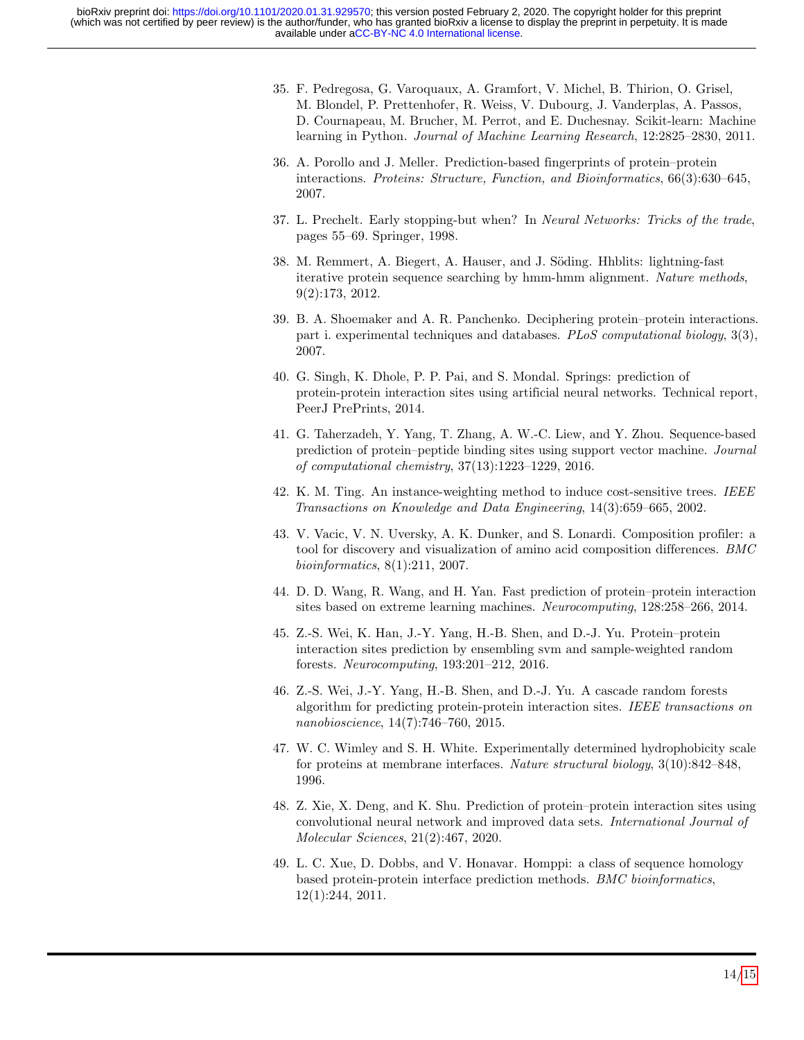35. F. Pedregosa, G. Varoquaux, A. Gramfort, V. Michel, B. Thirion, O. Grisel, M. Blondel, P. Prettenhofer, R. Weiss, V. Dubourg, J. Vanderplas, A. Passos, D. Cournapeau, M. Brucher, M. Perrot, and E. Duchesnay. Scikit-learn: Machine learning in Python. *Journal of Machine Learning Research*, 12:2825–2830, 2011.

36. A. Porollo and J. Meller. Prediction-based fingerprints of protein–protein interactions. *Proteins: Structure, Function, and Bioinformatics*, 66(3):630–645, 2007.

37. L. Prechelt. Early stopping-but when? In *Neural Networks: Tricks of the trade*, pages 55–69. Springer, 1998.

38. M. Remmert, A. Biegert, A. Hauser, and J. Söding. Hhblits: lightning-fast iterative protein sequence searching by hmm-hmm alignment. *Nature methods*, 9(2):173, 2012.

39. B. A. Shoemaker and A. R. Panchenko. Deciphering protein–protein interactions. part i. experimental techniques and databases. *PLoS computational biology*, 3(3), 2007.

40. G. Singh, K. Dhole, P. P. Pai, and S. Mondal. Springs: prediction of protein-protein interaction sites using artificial neural networks. Technical report, PeerJ PrePrints, 2014.

41. G. Taherzadeh, Y. Yang, T. Zhang, A. W.-C. Liew, and Y. Zhou. Sequence-based prediction of protein–peptide binding sites using support vector machine. *Journal of computational chemistry*, 37(13):1223–1229, 2016.

42. K. M. Ting. An instance-weighting method to induce cost-sensitive trees. *IEEE Transactions on Knowledge and Data Engineering*, 14(3):659–665, 2002.

43. V. Vacic, V. N. Uversky, A. K. Dunker, and S. Lonardi. Composition profiler: a tool for discovery and visualization of amino acid composition differences. *BMC bioinformatics*, 8(1):211, 2007.

44. D. D. Wang, R. Wang, and H. Yan. Fast prediction of protein–protein interaction sites based on extreme learning machines. *Neurocomputing*, 128:258–266, 2014.

45. Z.-S. Wei, K. Han, J.-Y. Yang, H.-B. Shen, and D.-J. Yu. Protein–protein interaction sites prediction by ensembling svm and sample-weighted random forests. *Neurocomputing*, 193:201–212, 2016.

46. Z.-S. Wei, J.-Y. Yang, H.-B. Shen, and D.-J. Yu. A cascade random forests algorithm for predicting protein-protein interaction sites. *IEEE transactions on nanobioscience*, 14(7):746–760, 2015.

47. W. C. Wimley and S. H. White. Experimentally determined hydrophobicity scale for proteins at membrane interfaces. *Nature structural biology*, 3(10):842–848, 1996.

48. Z. Xie, X. Deng, and K. Shu. Prediction of protein–protein interaction sites using convolutional neural network and improved data sets. *International Journal of Molecular Sciences*, 21(2):467, 2020.

49. L. C. Xue, D. Dobbs, and V. Honavar. Homppi: a class of sequence homology based protein-protein interface prediction methods. *BMC bioinformatics*, 12(1):244, 2011.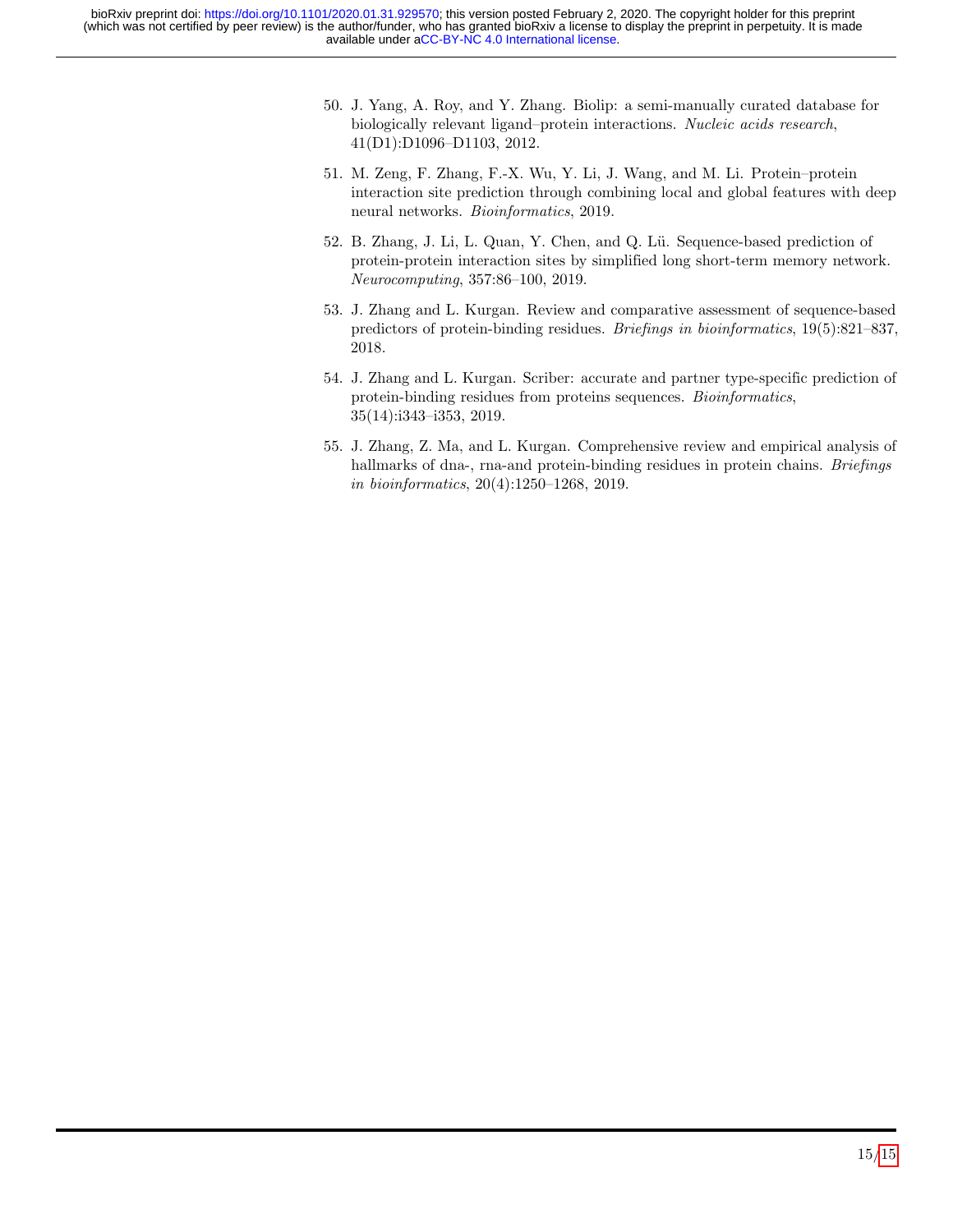50. J. Yang, A. Roy, and Y. Zhang. Biolip: a semi-manually curated database for biologically relevant ligand–protein interactions. *Nucleic acids research*, 41(D1):D1096–D1103, 2012.

51. M. Zeng, F. Zhang, F.-X. Wu, Y. Li, J. Wang, and M. Li. Protein–protein interaction site prediction through combining local and global features with deep neural networks. *Bioinformatics*, 2019.

52. B. Zhang, J. Li, L. Quan, Y. Chen, and Q. Lü. Sequence-based prediction of protein-protein interaction sites by simplified long short-term memory network. *Neurocomputing*, 357:86–100, 2019.

53. J. Zhang and L. Kurgan. Review and comparative assessment of sequence-based predictors of protein-binding residues. *Briefings in bioinformatics*, 19(5):821–837, 2018.

54. J. Zhang and L. Kurgan. Scriber: accurate and partner type-specific prediction of protein-binding residues from proteins sequences. *Bioinformatics*, 35(14):i343–i353, 2019.

55. J. Zhang, Z. Ma, and L. Kurgan. Comprehensive review and empirical analysis of hallmarks of dna-, rna-and protein-binding residues in protein chains. *Briefings in bioinformatics*, 20(4):1250–1268, 2019.